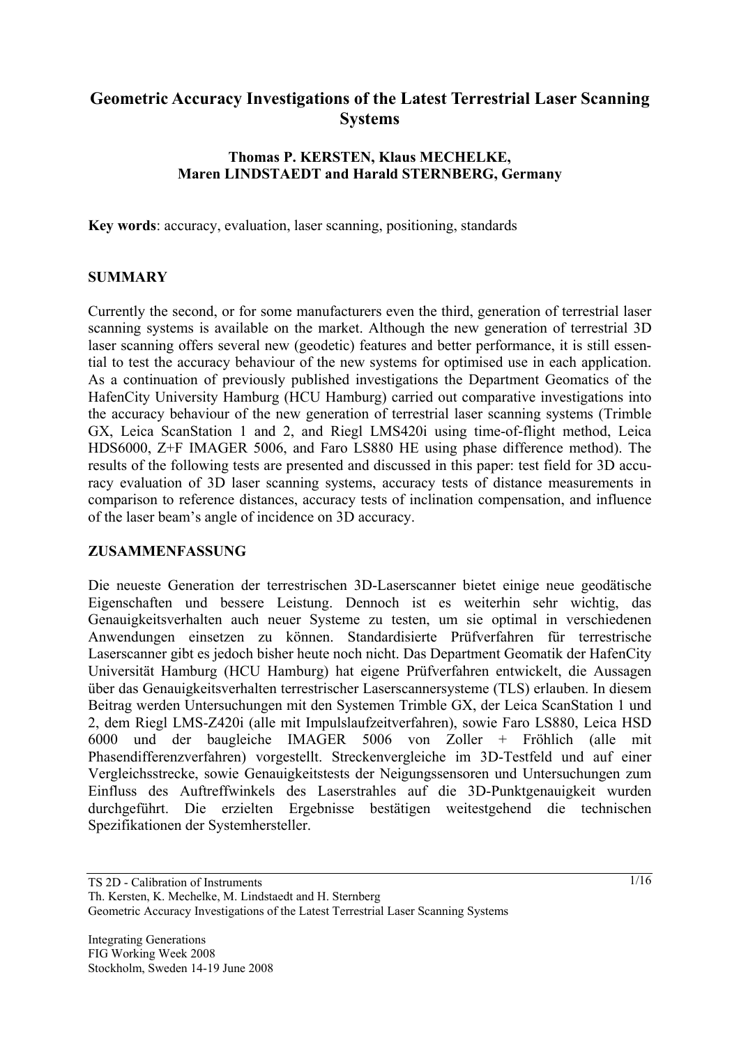# Geometric Accuracy Investigations of the Latest Terrestrial Laser Scanning Systems

**Thomas P. KERSTEN, Klaus MECHELKE, Maren LINDSTAEDT and Harald STERNBERG, Germany**

**Key words**: accuracy, evaluation, laser scanning, positioning, standards

## SUMMARY

Currently the second, or for some manufacturers even the third, generation of terrestrial laser scanning systems is available on the market. Although the new generation of terrestrial 3D laser scanning offers several new (geodetic) features and better performance, it is still essential to test the accuracy behaviour of the new systems for optimised use in each application. As a continuation of previously published investigations the Department Geomatics of the HafenCity University Hamburg (HCU Hamburg) carried out comparative investigations into the accuracy behaviour of the new generation of terrestrial laser scanning systems (Trimble GX, Leica ScanStation 1 and 2, and Riegl LMS420i using time-of-flight method, Leica HDS6000, Z+F IMAGER 5006, and Faro LS880 HE using phase difference method). The results of the following tests are presented and discussed in this paper: test field for 3D accuracy evaluation of 3D laser scanning systems, accuracy tests of distance measurements in comparison to reference distances, accuracy tests of inclination compensation, and influence of the laser beam's angle of incidence on 3D accuracy.

## ZUSAMMENFASSUNG

Die neueste Generation der terrestrischen 3D-Laserscanner bietet einige neue geodätische Eigenschaften und bessere Leistung. Dennoch ist es weiterhin sehr wichtig, das Genauigkeitsverhalten auch neuer Systeme zu testen, um sie optimal in verschiedenen Anwendungen einsetzen zu können. Standardisierte Prüfverfahren für terrestrische Laserscanner gibt es jedoch bisher heute noch nicht. Das Department Geomatik der HafenCity Universität Hamburg (HCU Hamburg) hat eigene Prüfverfahren entwickelt, die Aussagen über das Genauigkeitsverhalten terrestrischer Laserscannersysteme (TLS) erlauben. In diesem Beitrag werden Untersuchungen mit den Systemen Trimble GX, der Leica ScanStation 1 und 2, dem Riegl LMS-Z420i (alle mit Impulslaufzeitverfahren), sowie Faro LS880, Leica HSD 6000 und der baugleiche IMAGER 5006 von Zoller + Fröhlich (alle mit Phasendifferenzverfahren) vorgestellt. Streckenvergleiche im 3D-Testfeld und auf einer Vergleichsstrecke, sowie Genauigkeitstests der Neigungssensoren und Untersuchungen zum Einfluss des Auftreffwinkels des Laserstrahles auf die 3D-Punktgenauigkeit wurden durchgeführt. Die erzielten Ergebnisse bestätigen weitestgehend die technischen Spezifikationen der Systemhersteller.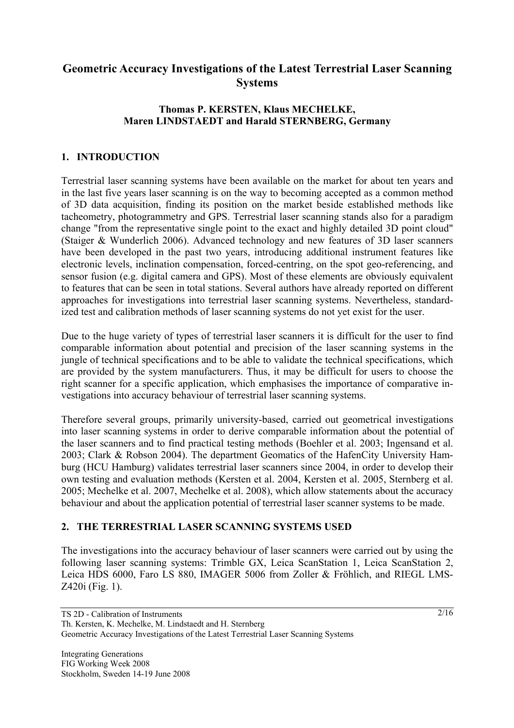# Geometric Accuracy Investigations of the Latest Terrestrial Laser Scanning Systems

**Thomas P. KERSTEN, Klaus MECHELKE, Maren LINDSTAEDT and Harald STERNBERG, Germany**

## 1. INTRODUCTION

Terrestrial laser scanning systems have been available on the market for about ten years and in the last five years laser scanning is on the way to becoming accepted as a common method of 3D data acquisition, finding its position on the market beside established methods like tacheometry, photogrammetry and GPS. Terrestrial laser scanning stands also for a paradigm change "from the representative single point to the exact and highly detailed 3D point cloud" (Staiger & Wunderlich 2006). Advanced technology and new features of 3D laser scanners have been developed in the past two years, introducing additional instrument features like electronic levels, inclination compensation, forced-centring, on the spot geo-referencing, and sensor fusion (e.g. digital camera and GPS). Most of these elements are obviously equivalent to features that can be seen in total stations. Several authors have already reported on different approaches for investigations into terrestrial laser scanning systems. Nevertheless, standardized test and calibration methods of laser scanning systems do not yet exist for the user.

Due to the huge variety of types of terrestrial laser scanners it is difficult for the user to find comparable information about potential and precision of the laser scanning systems in the jungle of technical specifications and to be able to validate the technical specifications, which are provided by the system manufacturers. Thus, it may be difficult for users to choose the right scanner for a specific application, which emphasises the importance of comparative investigations into accuracy behaviour of terrestrial laser scanning systems.

Therefore several groups, primarily university-based, carried out geometrical investigations into laser scanning systems in order to derive comparable information about the potential of the laser scanners and to find practical testing methods (Boehler et al. 2003; Ingensand et al. 2003; Clark & Robson 2004). The department Geomatics of the HafenCity University Hamburg (HCU Hamburg) validates terrestrial laser scanners since 2004, in order to develop their own testing and evaluation methods (Kersten et al. 2004, Kersten et al. 2005, Sternberg et al. 2005; Mechelke et al. 2007, Mechelke et al. 2008), which allow statements about the accuracy behaviour and about the application potential of terrestrial laser scanner systems to be made.

## 2. THE TERRESTRIAL LASER SCANNING SYSTEMS USED

The investigations into the accuracy behaviour of laser scanners were carried out by using the following laser scanning systems: Trimble GX, Leica ScanStation 1, Leica ScanStation 2, Leica HDS 6000, Faro LS 880, IMAGER 5006 from Zoller & Fröhlich, and RIEGL LMS-Z420i (Fig. 1).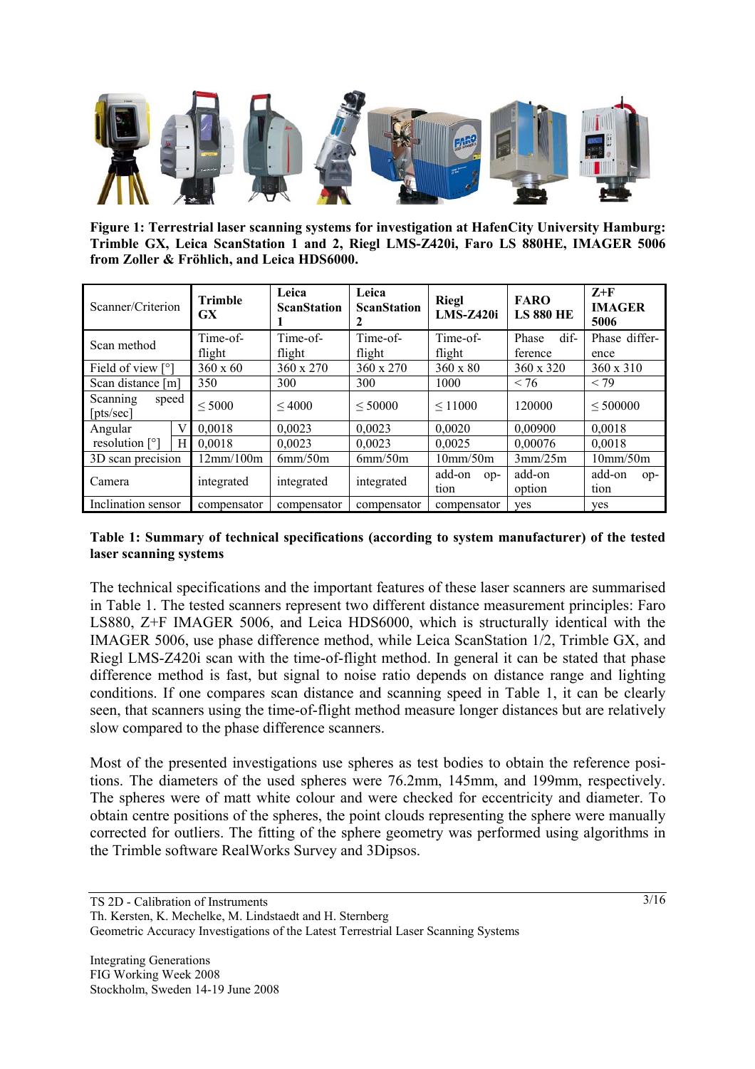**Figure 1: Terrestrial laser scanning systems for investigation at HafenCity University Hamburg: Trimble GX, Leica ScanStation 1 and 2, Riegl LMS-Z420i, Faro LS 880HE, IMAGER 5006 from Zoller & Fröhlich, and Leica HDS6000.**

| Scanner/Criterion | | Trimble GX | Leica ScanStation 1 | Leica ScanStation 2 | Riegl LMS-Z420i | FARO LS 880 HE | Z+F IMAGER 5006 |
|---|---|---|---|---|---|---|---|
| Scan method | | Time-of-flight | Time-of-flight | Time-of-flight | Time-of-flight | Phase difference | Phase difference |
| Field of view [°] | | 360 x 60 | 360 x 270 | 360 x 270 | 360 x 80 | 360 x 320 | 360 x 310 |
| Scan distance [m] | | 350 | 300 | 300 | 1000 | < 76 | < 79 |
| Scanning speed [pts/sec] | | ≤ 5000 | ≤ 4000 | ≤ 50000 | ≤ 11000 | 120000 | ≤ 500000 |
| Angular resolution [°] | V | 0,0018 | 0,0023 | 0,0023 | 0,0020 | 0,00900 | 0,0018 |
| | H | 0,0018 | 0,0023 | 0,0023 | 0,0025 | 0,00076 | 0,0018 |
| 3D scan precision | | 12mm/100m | 6mm/50m | 6mm/50m | 10mm/50m | 3mm/25m | 10mm/50m |
| Camera | | integrated | integrated | integrated | add-on option | add-on option | add-on option |
| Inclination sensor | | compensator | compensator | compensator | compensator | yes | yes |

**Table 1: Summary of technical specifications (according to system manufacturer) of the tested laser scanning systems**

The technical specifications and the important features of these laser scanners are summarised in Table 1. The tested scanners represent two different distance measurement principles: Faro LS880, Z+F IMAGER 5006, and Leica HDS6000, which is structurally identical with the IMAGER 5006, use phase difference method, while Leica ScanStation 1/2, Trimble GX, and Riegl LMS-Z420i scan with the time-of-flight method. In general it can be stated that phase difference method is fast, but signal to noise ratio depends on distance range and lighting conditions. If one compares scan distance and scanning speed in Table 1, it can be clearly seen, that scanners using the time-of-flight method measure longer distances but are relatively slow compared to the phase difference scanners.

Most of the presented investigations use spheres as test bodies to obtain the reference positions. The diameters of the used spheres were 76.2mm, 145mm, and 199mm, respectively. The spheres were of matt white colour and were checked for eccentricity and diameter. To obtain centre positions of the spheres, the point clouds representing the sphere were manually corrected for outliers. The fitting of the sphere geometry was performed using algorithms in the Trimble software RealWorks Survey and 3Dipsos.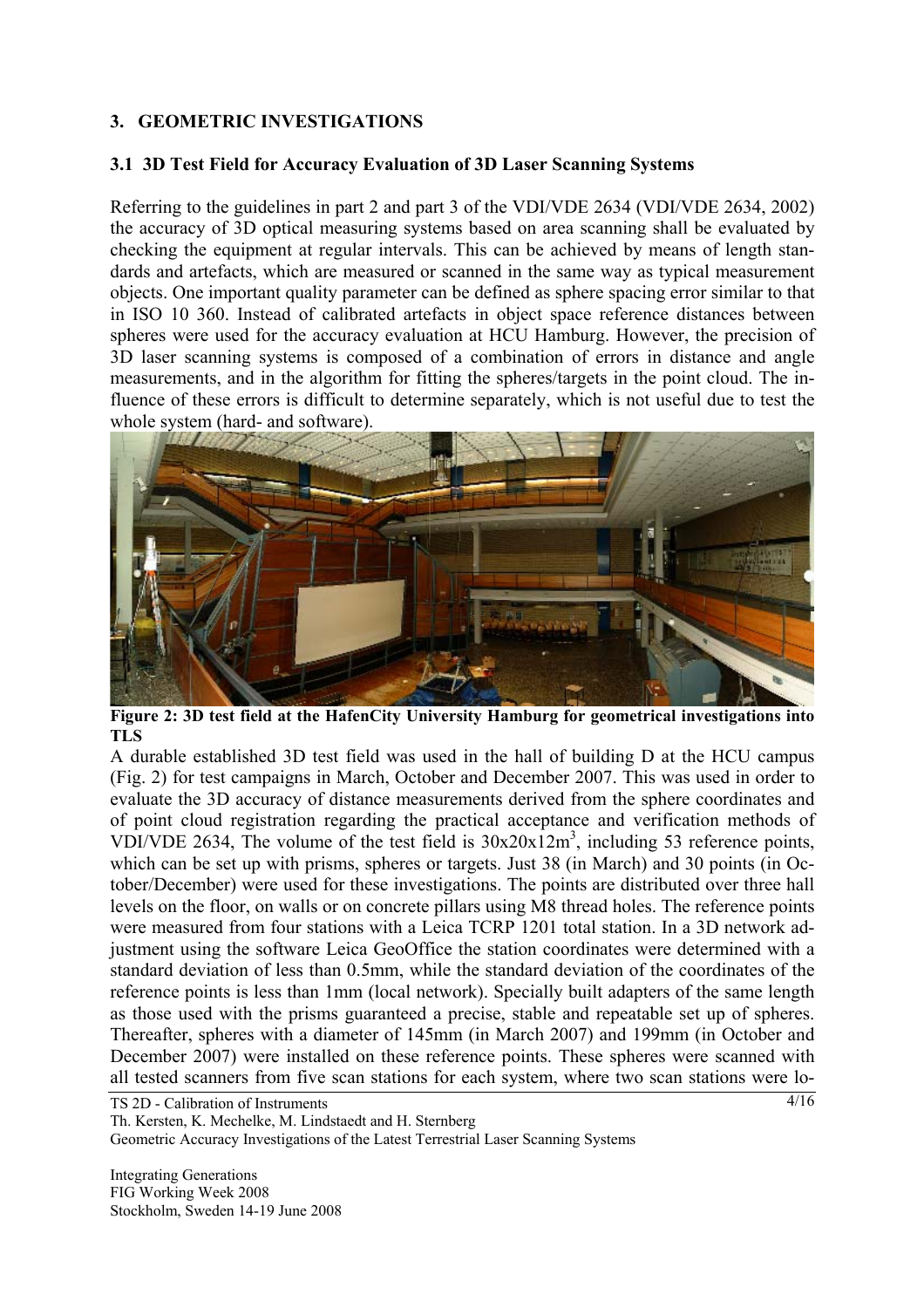## 3. GEOMETRIC INVESTIGATIONS

### 3.1 3D Test Field for Accuracy Evaluation of 3D Laser Scanning Systems

Referring to the guidelines in part 2 and part 3 of the VDI/VDE 2634 (VDI/VDE 2634, 2002) the accuracy of 3D optical measuring systems based on area scanning shall be evaluated by checking the equipment at regular intervals. This can be achieved by means of length standards and artefacts, which are measured or scanned in the same way as typical measurement objects. One important quality parameter can be defined as sphere spacing error similar to that in ISO 10 360. Instead of calibrated artefacts in object space reference distances between spheres were used for the accuracy evaluation at HCU Hamburg. However, the precision of 3D laser scanning systems is composed of a combination of errors in distance and angle measurements, and in the algorithm for fitting the spheres/targets in the point cloud. The influence of these errors is difficult to determine separately, which is not useful due to test the whole system (hard- and software).

**Figure 2: 3D test field at the HafenCity University Hamburg for geometrical investigations into TLS**

A durable established 3D test field was used in the hall of building D at the HCU campus (Fig. 2) for test campaigns in March, October and December 2007. This was used in order to evaluate the 3D accuracy of distance measurements derived from the sphere coordinates and of point cloud registration regarding the practical acceptance and verification methods of VDI/VDE 2634, The volume of the test field is $30x20x12m^3$, including 53 reference points, which can be set up with prisms, spheres or targets. Just 38 (in March) and 30 points (in October/December) were used for these investigations. The points are distributed over three hall levels on the floor, on walls or on concrete pillars using M8 thread holes. The reference points were measured from four stations with a Leica TCRP 1201 total station. In a 3D network adjustment using the software Leica GeoOffice the station coordinates were determined with a standard deviation of less than 0.5mm, while the standard deviation of the coordinates of the reference points is less than 1mm (local network). Specially built adapters of the same length as those used with the prisms guaranteed a precise, stable and repeatable set up of spheres. Thereafter, spheres with a diameter of 145mm (in March 2007) and 199mm (in October and December 2007) were installed on these reference points. These spheres were scanned with all tested scanners from five scan stations for each system, where two scan stations were lo-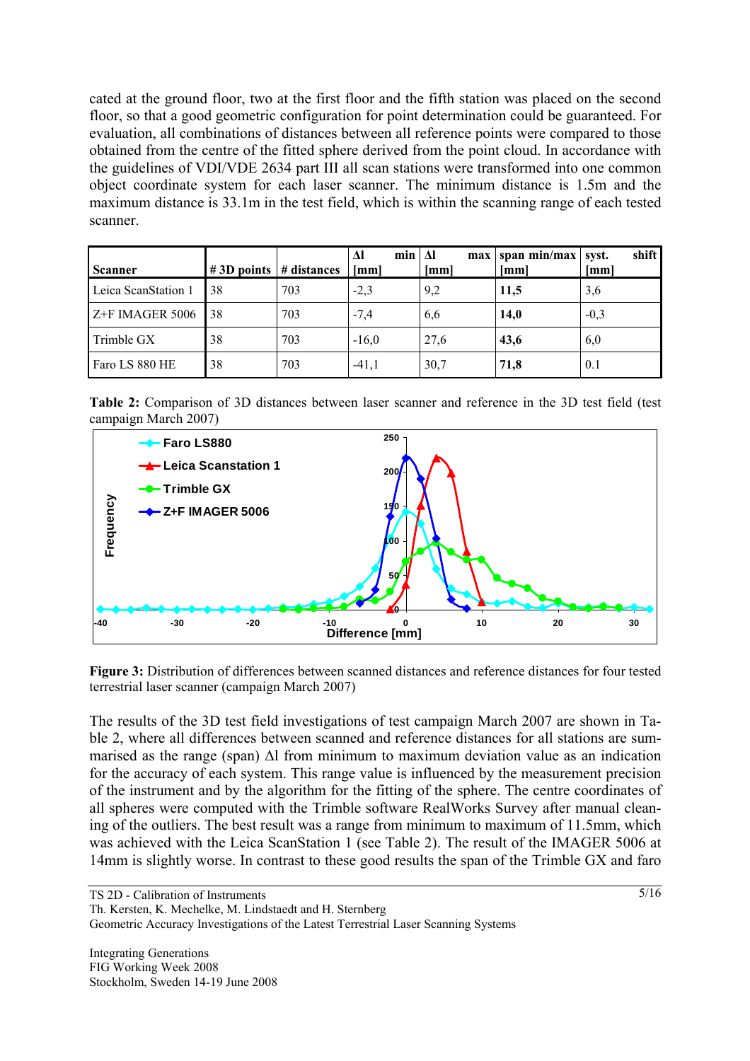cated at the ground floor, two at the first floor and the fifth station was placed on the second floor, so that a good geometric configuration for point determination could be guaranteed. For evaluation, all combinations of distances between all reference points were compared to those obtained from the centre of the fitted sphere derived from the point cloud. In accordance with the guidelines of VDI/VDE 2634 part III all scan stations were transformed into one common object coordinate system for each laser scanner. The minimum distance is 1.5m and the maximum distance is 33.1m in the test field, which is within the scanning range of each tested scanner.

| Scanner | # 3D points | # distances | Δl min [mm] | Δl max [mm] | span min/max [mm] | syst. shift [mm] |
|---|---|---|---|---|---|---|
| Leica ScanStation 1 | 38 | 703 | -2,3 | 9,2 | **11,5** | 3,6 |
| Z+F IMAGER 5006 | 38 | 703 | -7,4 | 6,6 | **14,0** | -0,3 |
| Trimble GX | 38 | 703 | -16,0 | 27,6 | **43,6** | 6,0 |
| Faro LS 880 HE | 38 | 703 | -41,1 | 30,7 | **71,8** | 0.1 |

**Table 2:** Comparison of 3D distances between laser scanner and reference in the 3D test field (test campaign March 2007)

**Figure 3:** Distribution of differences between scanned distances and reference distances for four tested terrestrial laser scanner (campaign March 2007)

The results of the 3D test field investigations of test campaign March 2007 are shown in Table 2, where all differences between scanned and reference distances for all stations are summarised as the range (span) Δl from minimum to maximum deviation value as an indication for the accuracy of each system. This range value is influenced by the measurement precision of the instrument and by the algorithm for the fitting of the sphere. The centre coordinates of all spheres were computed with the Trimble software RealWorks Survey after manual cleaning of the outliers. The best result was a range from minimum to maximum of 11.5mm, which was achieved with the Leica ScanStation 1 (see Table 2). The result of the IMAGER 5006 at 14mm is slightly worse. In contrast to these good results the span of the Trimble GX and faro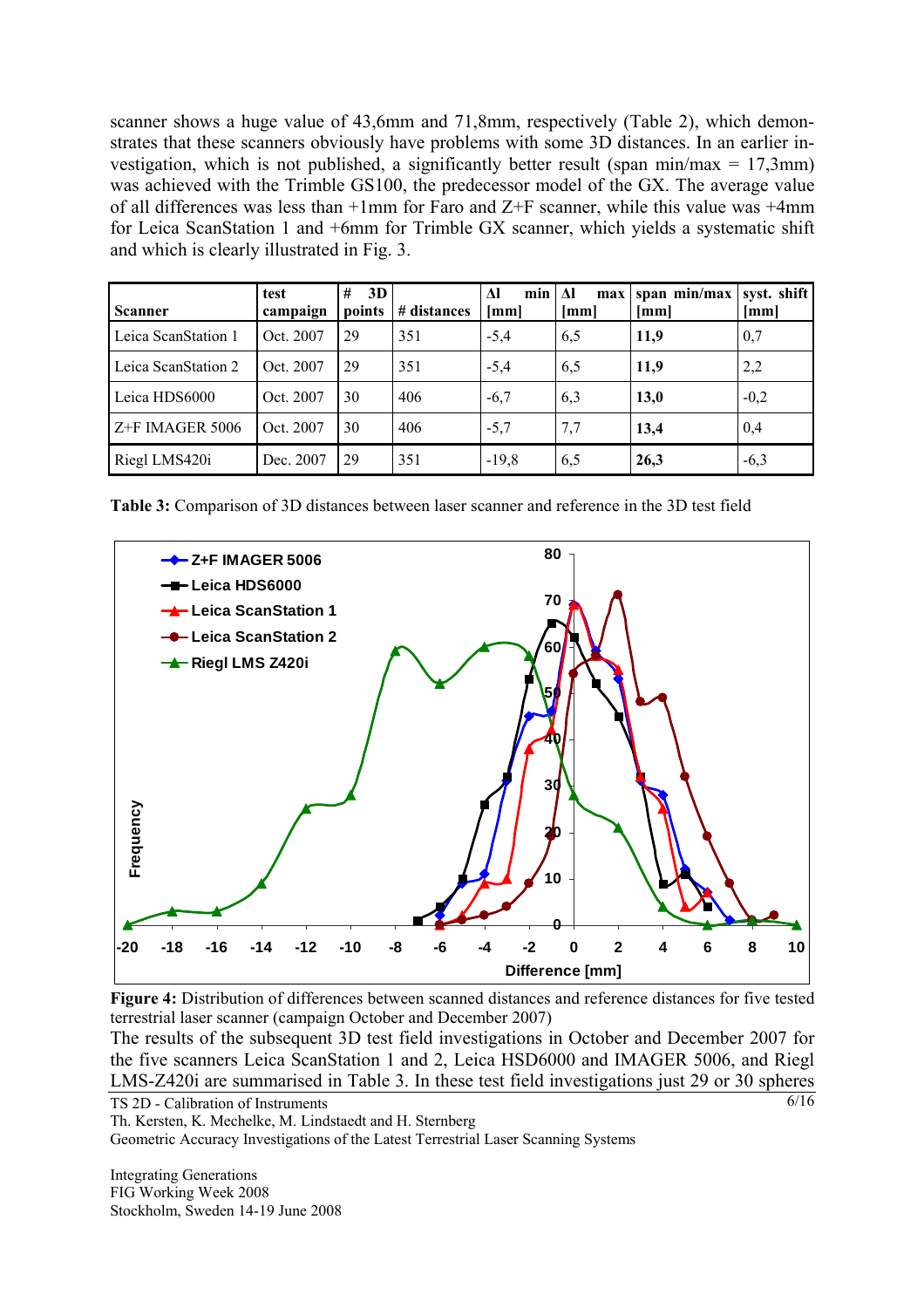scanner shows a huge value of 43,6mm and 71,8mm, respectively (Table 2), which demonstrates that these scanners obviously have problems with some 3D distances. In an earlier investigation, which is not published, a significantly better result (span min/max = 17,3mm) was achieved with the Trimble GS100, the predecessor model of the GX. The average value of all differences was less than +1mm for Faro and Z+F scanner, while this value was +4mm for Leica ScanStation 1 and +6mm for Trimble GX scanner, which yields a systematic shift and which is clearly illustrated in Fig. 3.

| Scanner | test campaign | # 3D points | # distances | Δl min [mm] | Δl max [mm] | span min/max [mm] | syst. shift [mm] |
|---|---|---|---|---|---|---|---|
| Leica ScanStation 1 | Oct. 2007 | 29 | 351 | -5,4 | 6,5 | **11,9** | 0,7 |
| Leica ScanStation 2 | Oct. 2007 | 29 | 351 | -5,4 | 6,5 | **11,9** | 2,2 |
| Leica HDS6000 | Oct. 2007 | 30 | 406 | -6,7 | 6,3 | **13,0** | -0,2 |
| Z+F IMAGER 5006 | Oct. 2007 | 30 | 406 | -5,7 | 7,7 | **13,4** | 0,4 |
| Riegl LMS420i | Dec. 2007 | 29 | 351 | -19,8 | 6,5 | **26,3** | -6,3 |

**Table 3:** Comparison of 3D distances between laser scanner and reference in the 3D test field

**Figure 4:** Distribution of differences between scanned distances and reference distances for five tested terrestrial laser scanner (campaign October and December 2007)

The results of the subsequent 3D test field investigations in October and December 2007 for the five scanners Leica ScanStation 1 and 2, Leica HSD6000 and IMAGER 5006, and Riegl LMS-Z420i are summarised in Table 3. In these test field investigations just 29 or 30 spheres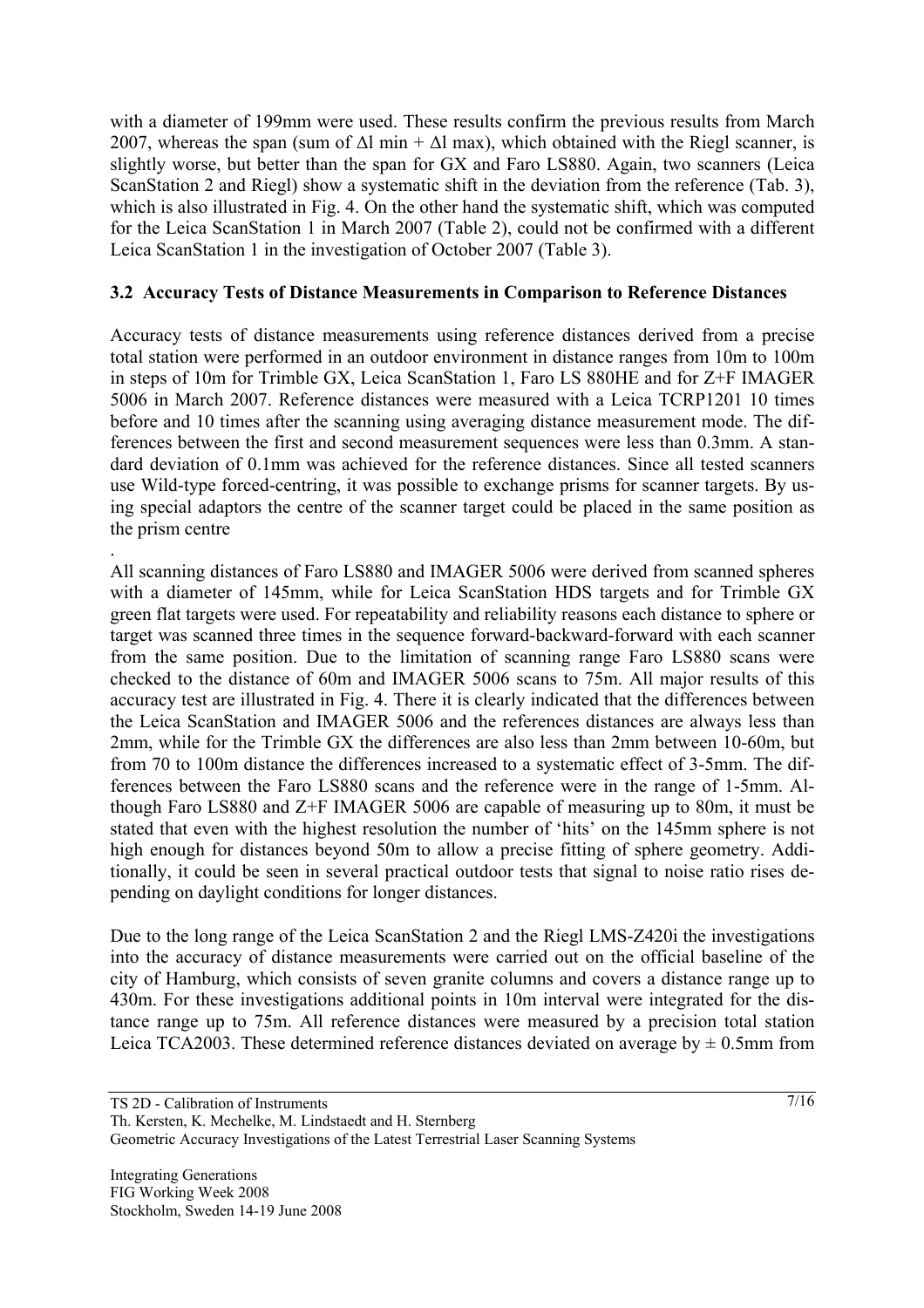with a diameter of 199mm were used. These results confirm the previous results from March 2007, whereas the span (sum of $\Delta l$ min + $\Delta l$ max), which obtained with the Riegl scanner, is slightly worse, but better than the span for GX and Faro LS880. Again, two scanners (Leica ScanStation 2 and Riegl) show a systematic shift in the deviation from the reference (Tab. 3), which is also illustrated in Fig. 4. On the other hand the systematic shift, which was computed for the Leica ScanStation 1 in March 2007 (Table 2), could not be confirmed with a different Leica ScanStation 1 in the investigation of October 2007 (Table 3).

### 3.2 Accuracy Tests of Distance Measurements in Comparison to Reference Distances

Accuracy tests of distance measurements using reference distances derived from a precise total station were performed in an outdoor environment in distance ranges from 10m to 100m in steps of 10m for Trimble GX, Leica ScanStation 1, Faro LS 880HE and for Z+F IMAGER 5006 in March 2007. Reference distances were measured with a Leica TCRP1201 10 times before and 10 times after the scanning using averaging distance measurement mode. The differences between the first and second measurement sequences were less than 0.3mm. A standard deviation of 0.1mm was achieved for the reference distances. Since all tested scanners use Wild-type forced-centring, it was possible to exchange prisms for scanner targets. By using special adaptors the centre of the scanner target could be placed in the same position as the prism centre

.

All scanning distances of Faro LS880 and IMAGER 5006 were derived from scanned spheres with a diameter of 145mm, while for Leica ScanStation HDS targets and for Trimble GX green flat targets were used. For repeatability and reliability reasons each distance to sphere or target was scanned three times in the sequence forward-backward-forward with each scanner from the same position. Due to the limitation of scanning range Faro LS880 scans were checked to the distance of 60m and IMAGER 5006 scans to 75m. All major results of this accuracy test are illustrated in Fig. 4. There it is clearly indicated that the differences between the Leica ScanStation and IMAGER 5006 and the references distances are always less than 2mm, while for the Trimble GX the differences are also less than 2mm between 10-60m, but from 70 to 100m distance the differences increased to a systematic effect of 3-5mm. The differences between the Faro LS880 scans and the reference were in the range of 1-5mm. Although Faro LS880 and Z+F IMAGER 5006 are capable of measuring up to 80m, it must be stated that even with the highest resolution the number of 'hits' on the 145mm sphere is not high enough for distances beyond 50m to allow a precise fitting of sphere geometry. Additionally, it could be seen in several practical outdoor tests that signal to noise ratio rises depending on daylight conditions for longer distances.

Due to the long range of the Leica ScanStation 2 and the Riegl LMS-Z420i the investigations into the accuracy of distance measurements were carried out on the official baseline of the city of Hamburg, which consists of seven granite columns and covers a distance range up to 430m. For these investigations additional points in 10m interval were integrated for the distance range up to 75m. All reference distances were measured by a precision total station Leica TCA2003. These determined reference distances deviated on average by ± 0.5mm from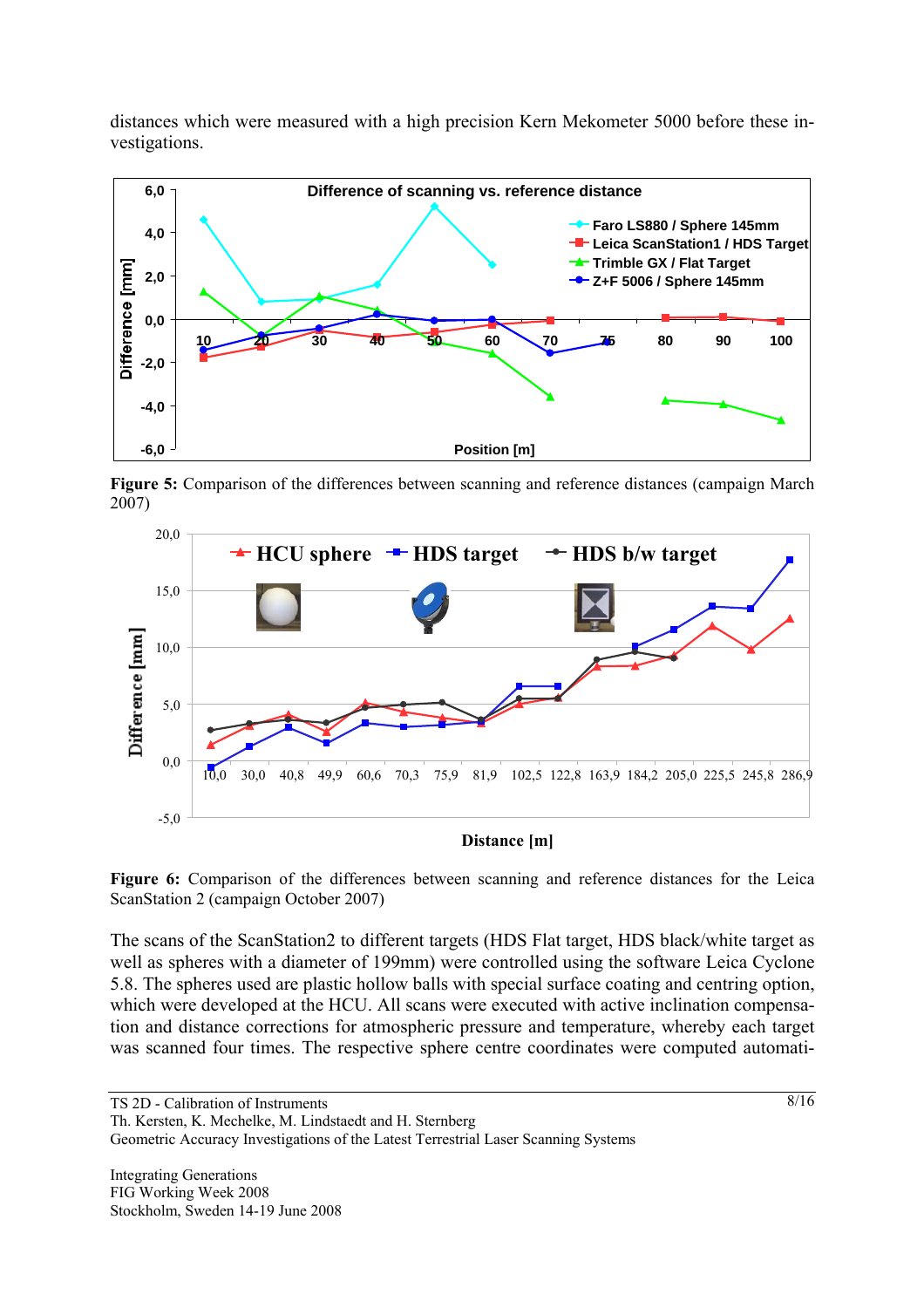distances which were measured with a high precision Kern Mekometer 5000 before these investigations.

**Figure 5:** Comparison of the differences between scanning and reference distances (campaign March 2007)

**Figure 6:** Comparison of the differences between scanning and reference distances for the Leica ScanStation 2 (campaign October 2007)

The scans of the ScanStation2 to different targets (HDS Flat target, HDS black/white target as well as spheres with a diameter of 199mm) were controlled using the software Leica Cyclone 5.8. The spheres used are plastic hollow balls with special surface coating and centring option, which were developed at the HCU. All scans were executed with active inclination compensation and distance corrections for atmospheric pressure and temperature, whereby each target was scanned four times. The respective sphere centre coordinates were computed automati-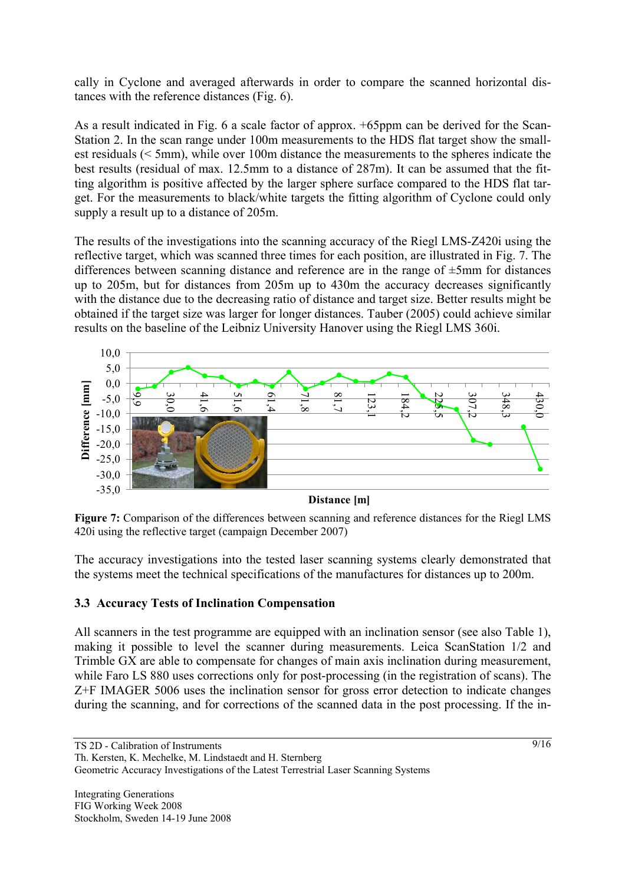cally in Cyclone and averaged afterwards in order to compare the scanned horizontal distances with the reference distances (Fig. 6).

As a result indicated in Fig. 6 a scale factor of approx. +65ppm can be derived for the ScanStation 2. In the scan range under 100m measurements to the HDS flat target show the smallest residuals (< 5mm), while over 100m distance the measurements to the spheres indicate the best results (residual of max. 12.5mm to a distance of 287m). It can be assumed that the fitting algorithm is positive affected by the larger sphere surface compared to the HDS flat target. For the measurements to black/white targets the fitting algorithm of Cyclone could only supply a result up to a distance of 205m.

The results of the investigations into the scanning accuracy of the Riegl LMS-Z420i using the reflective target, which was scanned three times for each position, are illustrated in Fig. 7. The differences between scanning distance and reference are in the range of ±5mm for distances up to 205m, but for distances from 205m up to 430m the accuracy decreases significantly with the distance due to the decreasing ratio of distance and target size. Better results might be obtained if the target size was larger for longer distances. Tauber (2005) could achieve similar results on the baseline of the Leibniz University Hanover using the Riegl LMS 360i.

**Figure 7:** Comparison of the differences between scanning and reference distances for the Riegl LMS 420i using the reflective target (campaign December 2007)

The accuracy investigations into the tested laser scanning systems clearly demonstrated that the systems meet the technical specifications of the manufactures for distances up to 200m.

### 3.3 Accuracy Tests of Inclination Compensation

All scanners in the test programme are equipped with an inclination sensor (see also Table 1), making it possible to level the scanner during measurements. Leica ScanStation 1/2 and Trimble GX are able to compensate for changes of main axis inclination during measurement, while Faro LS 880 uses corrections only for post-processing (in the registration of scans). The Z+F IMAGER 5006 uses the inclination sensor for gross error detection to indicate changes during the scanning, and for corrections of the scanned data in the post processing. If the in-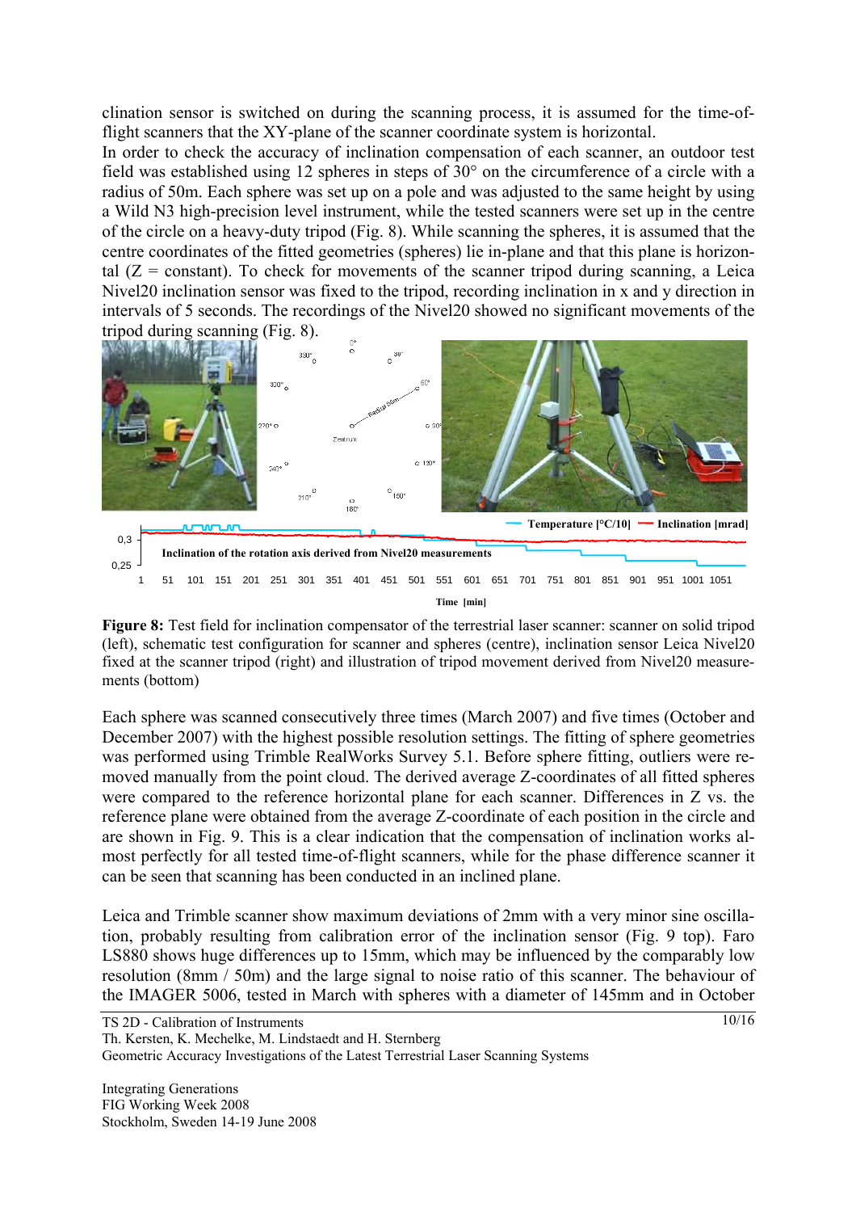clination sensor is switched on during the scanning process, it is assumed for the time-of-flight scanners that the XY-plane of the scanner coordinate system is horizontal.

In order to check the accuracy of inclination compensation of each scanner, an outdoor test field was established using 12 spheres in steps of 30° on the circumference of a circle with a radius of 50m. Each sphere was set up on a pole and was adjusted to the same height by using a Wild N3 high-precision level instrument, while the tested scanners were set up in the centre of the circle on a heavy-duty tripod (Fig. 8). While scanning the spheres, it is assumed that the centre coordinates of the fitted geometries (spheres) lie in-plane and that this plane is horizontal (Z = constant). To check for movements of the scanner tripod during scanning, a Leica Nivel20 inclination sensor was fixed to the tripod, recording inclination in x and y direction in intervals of 5 seconds. The recordings of the Nivel20 showed no significant movements of the tripod during scanning (Fig. 8).

**Figure 8:** Test field for inclination compensator of the terrestrial laser scanner: scanner on solid tripod (left), schematic test configuration for scanner and spheres (centre), inclination sensor Leica Nivel20 fixed at the scanner tripod (right) and illustration of tripod movement derived from Nivel20 measurements (bottom)

Each sphere was scanned consecutively three times (March 2007) and five times (October and December 2007) with the highest possible resolution settings. The fitting of sphere geometries was performed using Trimble RealWorks Survey 5.1. Before sphere fitting, outliers were removed manually from the point cloud. The derived average Z-coordinates of all fitted spheres were compared to the reference horizontal plane for each scanner. Differences in Z vs. the reference plane were obtained from the average Z-coordinate of each position in the circle and are shown in Fig. 9. This is a clear indication that the compensation of inclination works almost perfectly for all tested time-of-flight scanners, while for the phase difference scanner it can be seen that scanning has been conducted in an inclined plane.

Leica and Trimble scanner show maximum deviations of 2mm with a very minor sine oscillation, probably resulting from calibration error of the inclination sensor (Fig. 9 top). Faro LS880 shows huge differences up to 15mm, which may be influenced by the comparably low resolution (8mm / 50m) and the large signal to noise ratio of this scanner. The behaviour of the IMAGER 5006, tested in March with spheres with a diameter of 145mm and in October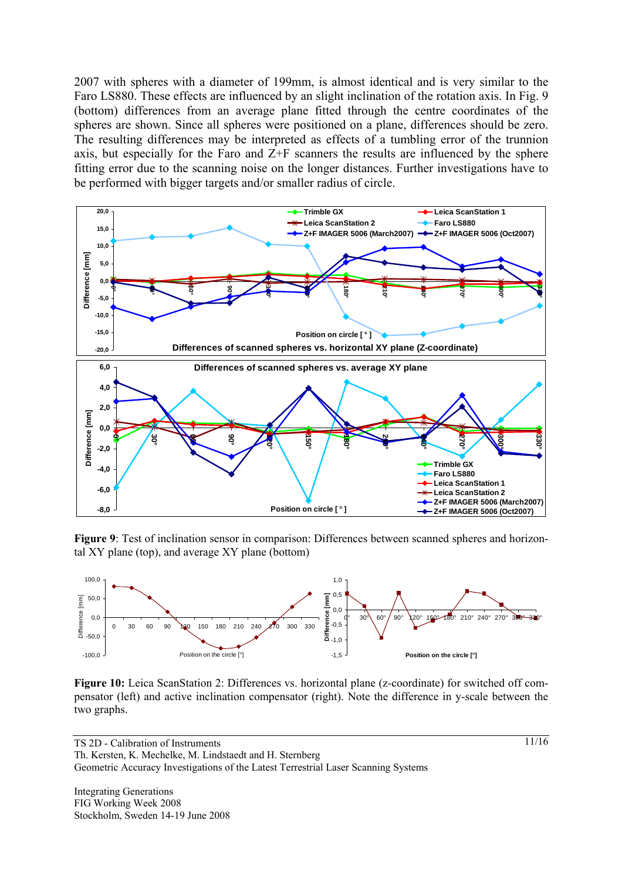2007 with spheres with a diameter of 199mm, is almost identical and is very similar to the Faro LS880. These effects are influenced by an slight inclination of the rotation axis. In Fig. 9 (bottom) differences from an average plane fitted through the centre coordinates of the spheres are shown. Since all spheres were positioned on a plane, differences should be zero. The resulting differences may be interpreted as effects of a tumbling error of the trunnion axis, but especially for the Faro and Z+F scanners the results are influenced by the sphere fitting error due to the scanning noise on the longer distances. Further investigations have to be performed with bigger targets and/or smaller radius of circle.

**Figure 9**: Test of inclination sensor in comparison: Differences between scanned spheres and horizontal XY plane (top), and average XY plane (bottom)

**Figure 10:** Leica ScanStation 2: Differences vs. horizontal plane (z-coordinate) for switched off compensator (left) and active inclination compensator (right). Note the difference in y-scale between the two graphs.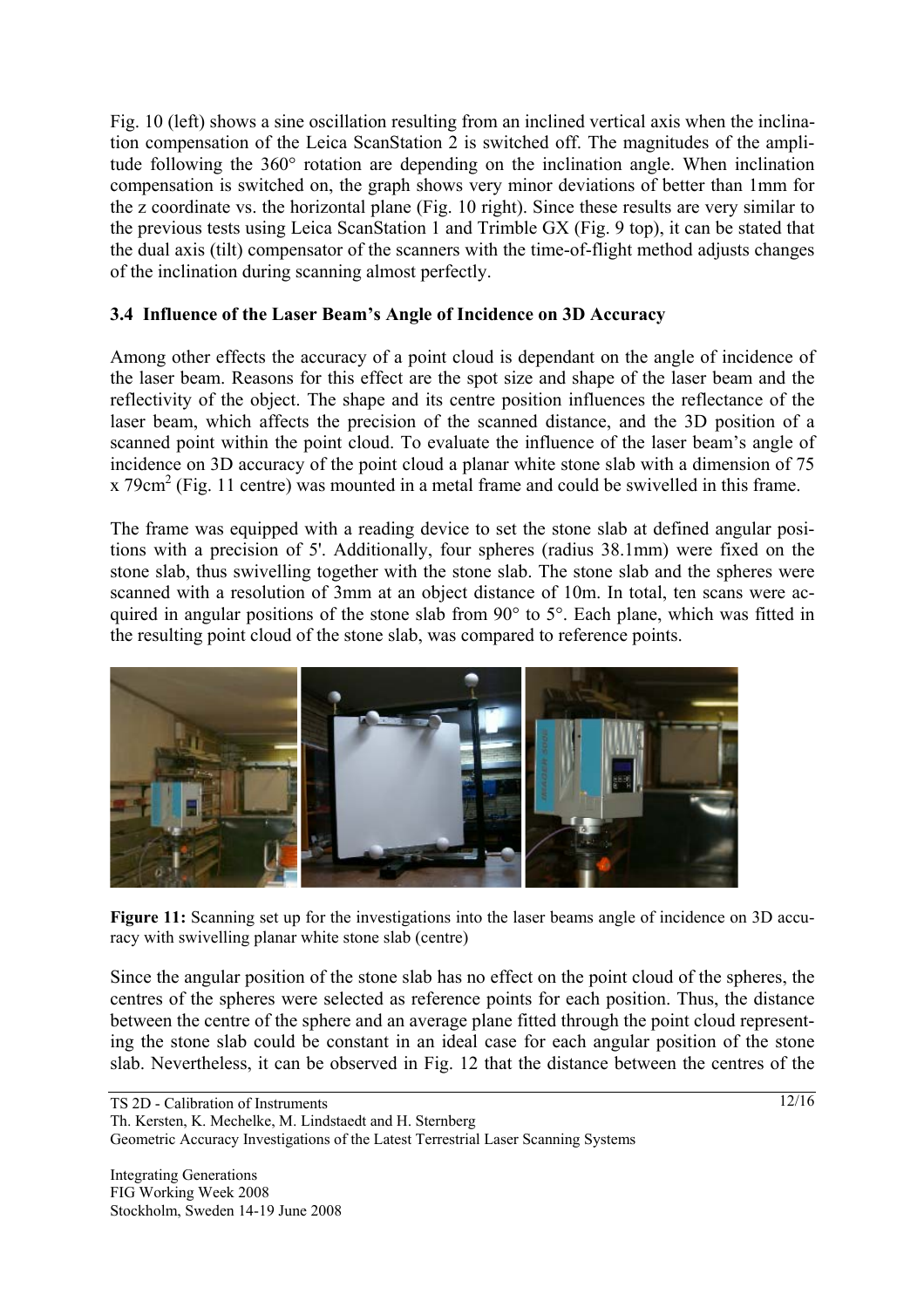Fig. 10 (left) shows a sine oscillation resulting from an inclined vertical axis when the inclination compensation of the Leica ScanStation 2 is switched off. The magnitudes of the amplitude following the 360° rotation are depending on the inclination angle. When inclination compensation is switched on, the graph shows very minor deviations of better than 1mm for the z coordinate vs. the horizontal plane (Fig. 10 right). Since these results are very similar to the previous tests using Leica ScanStation 1 and Trimble GX (Fig. 9 top), it can be stated that the dual axis (tilt) compensator of the scanners with the time-of-flight method adjusts changes of the inclination during scanning almost perfectly.

### 3.4 Influence of the Laser Beam's Angle of Incidence on 3D Accuracy

Among other effects the accuracy of a point cloud is dependant on the angle of incidence of the laser beam. Reasons for this effect are the spot size and shape of the laser beam and the reflectivity of the object. The shape and its centre position influences the reflectance of the laser beam, which affects the precision of the scanned distance, and the 3D position of a scanned point within the point cloud. To evaluate the influence of the laser beam's angle of incidence on 3D accuracy of the point cloud a planar white stone slab with a dimension of 75 x 79cm$^2$ (Fig. 11 centre) was mounted in a metal frame and could be swivelled in this frame.

The frame was equipped with a reading device to set the stone slab at defined angular positions with a precision of 5'. Additionally, four spheres (radius 38.1mm) were fixed on the stone slab, thus swivelling together with the stone slab. The stone slab and the spheres were scanned with a resolution of 3mm at an object distance of 10m. In total, ten scans were acquired in angular positions of the stone slab from 90° to 5°. Each plane, which was fitted in the resulting point cloud of the stone slab, was compared to reference points.

**Figure 11:** Scanning set up for the investigations into the laser beams angle of incidence on 3D accuracy with swivelling planar white stone slab (centre)

Since the angular position of the stone slab has no effect on the point cloud of the spheres, the centres of the spheres were selected as reference points for each position. Thus, the distance between the centre of the sphere and an average plane fitted through the point cloud representing the stone slab could be constant in an ideal case for each angular position of the stone slab. Nevertheless, it can be observed in Fig. 12 that the distance between the centres of the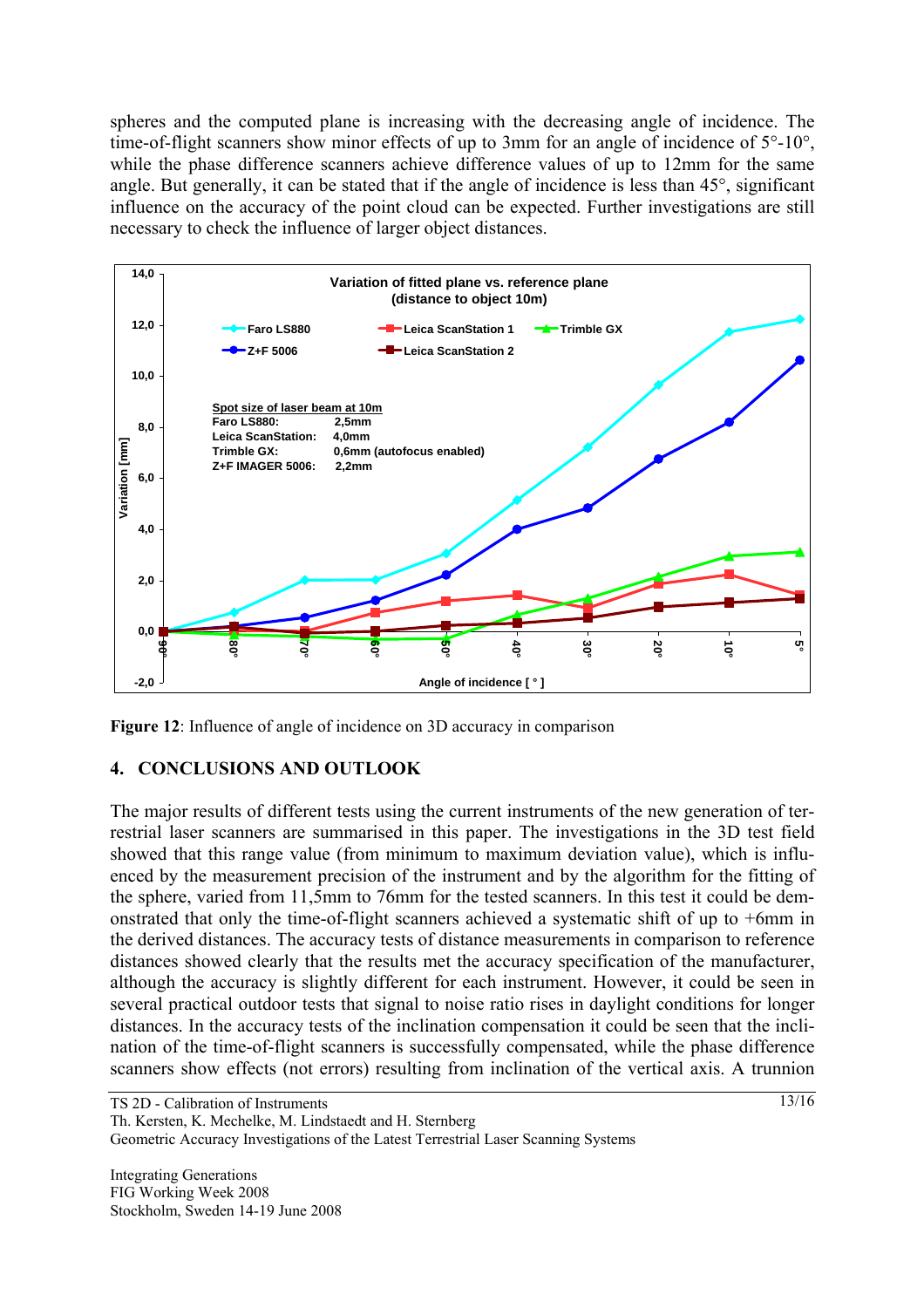spheres and the computed plane is increasing with the decreasing angle of incidence. The time-of-flight scanners show minor effects of up to 3mm for an angle of incidence of 5°-10°, while the phase difference scanners achieve difference values of up to 12mm for the same angle. But generally, it can be stated that if the angle of incidence is less than 45°, significant influence on the accuracy of the point cloud can be expected. Further investigations are still necessary to check the influence of larger object distances.

**Figure 12**: Influence of angle of incidence on 3D accuracy in comparison

## 4. CONCLUSIONS AND OUTLOOK

The major results of different tests using the current instruments of the new generation of terrestrial laser scanners are summarised in this paper. The investigations in the 3D test field showed that this range value (from minimum to maximum deviation value), which is influenced by the measurement precision of the instrument and by the algorithm for the fitting of the sphere, varied from 11,5mm to 76mm for the tested scanners. In this test it could be demonstrated that only the time-of-flight scanners achieved a systematic shift of up to +6mm in the derived distances. The accuracy tests of distance measurements in comparison to reference distances showed clearly that the results met the accuracy specification of the manufacturer, although the accuracy is slightly different for each instrument. However, it could be seen in several practical outdoor tests that signal to noise ratio rises in daylight conditions for longer distances. In the accuracy tests of the inclination compensation it could be seen that the inclination of the time-of-flight scanners is successfully compensated, while the phase difference scanners show effects (not errors) resulting from inclination of the vertical axis. A trunnion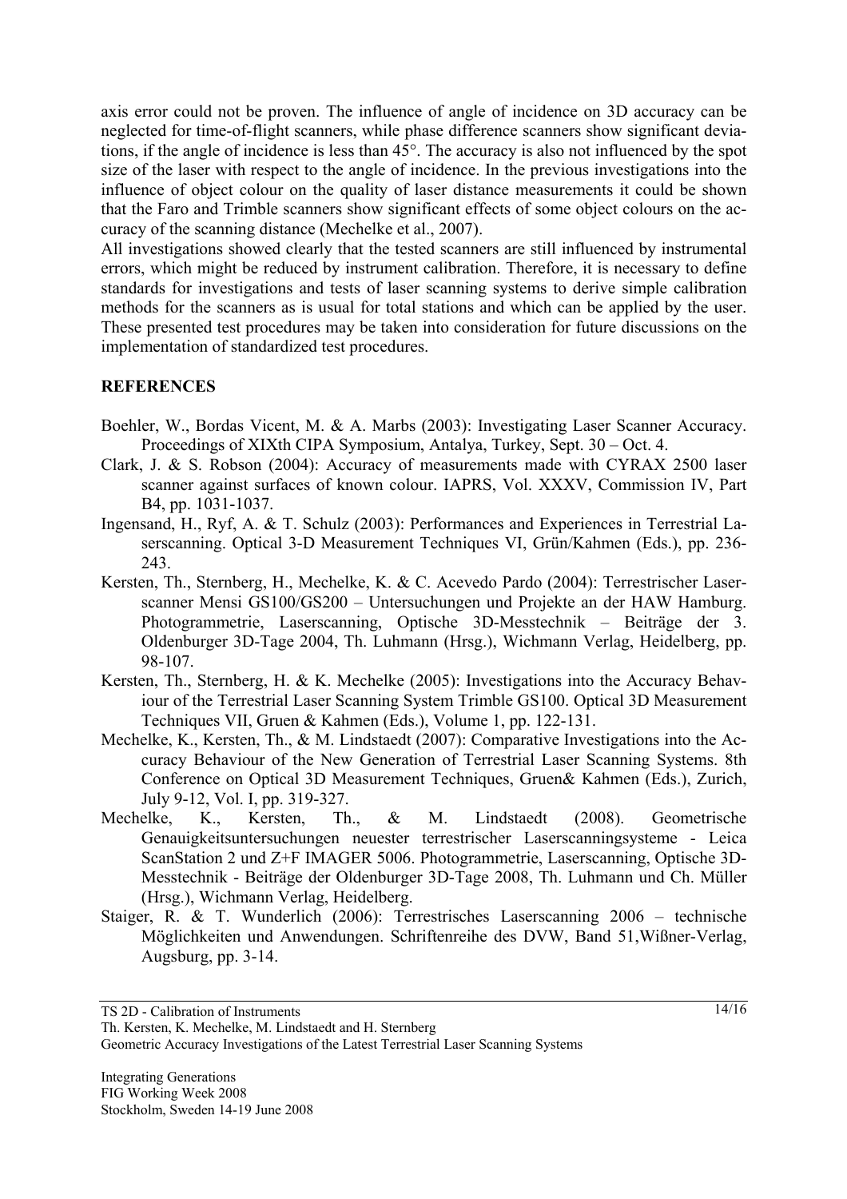axis error could not be proven. The influence of angle of incidence on 3D accuracy can be neglected for time-of-flight scanners, while phase difference scanners show significant deviations, if the angle of incidence is less than 45°. The accuracy is also not influenced by the spot size of the laser with respect to the angle of incidence. In the previous investigations into the influence of object colour on the quality of laser distance measurements it could be shown that the Faro and Trimble scanners show significant effects of some object colours on the accuracy of the scanning distance (Mechelke et al., 2007).

All investigations showed clearly that the tested scanners are still influenced by instrumental errors, which might be reduced by instrument calibration. Therefore, it is necessary to define standards for investigations and tests of laser scanning systems to derive simple calibration methods for the scanners as is usual for total stations and which can be applied by the user. These presented test procedures may be taken into consideration for future discussions on the implementation of standardized test procedures.

## REFERENCES

Boehler, W., Bordas Vicent, M. & A. Marbs (2003): Investigating Laser Scanner Accuracy. Proceedings of XIXth CIPA Symposium, Antalya, Turkey, Sept. 30 – Oct. 4.

Clark, J. & S. Robson (2004): Accuracy of measurements made with CYRAX 2500 laser scanner against surfaces of known colour. IAPRS, Vol. XXXV, Commission IV, Part B4, pp. 1031-1037.

Ingensand, H., Ryf, A. & T. Schulz (2003): Performances and Experiences in Terrestrial Laserscanning. Optical 3-D Measurement Techniques VI, Grün/Kahmen (Eds.), pp. 236-243.

Kersten, Th., Sternberg, H., Mechelke, K. & C. Acevedo Pardo (2004): Terrestrischer Laserscanner Mensi GS100/GS200 – Untersuchungen und Projekte an der HAW Hamburg. Photogrammetrie, Laserscanning, Optische 3D-Messtechnik – Beiträge der 3. Oldenburger 3D-Tage 2004, Th. Luhmann (Hrsg.), Wichmann Verlag, Heidelberg, pp. 98-107.

Kersten, Th., Sternberg, H. & K. Mechelke (2005): Investigations into the Accuracy Behaviour of the Terrestrial Laser Scanning System Trimble GS100. Optical 3D Measurement Techniques VII, Gruen & Kahmen (Eds.), Volume 1, pp. 122-131.

Mechelke, K., Kersten, Th., & M. Lindstaedt (2007): Comparative Investigations into the Accuracy Behaviour of the New Generation of Terrestrial Laser Scanning Systems. 8th Conference on Optical 3D Measurement Techniques, Gruen& Kahmen (Eds.), Zurich, July 9-12, Vol. I, pp. 319-327.

Mechelke, K., Kersten, Th., & M. Lindstaedt (2008). Geometrische Genauigkeitsuntersuchungen neuester terrestrischer Laserscanningsysteme - Leica ScanStation 2 und Z+F IMAGER 5006. Photogrammetrie, Laserscanning, Optische 3D-Messtechnik - Beiträge der Oldenburger 3D-Tage 2008, Th. Luhmann und Ch. Müller (Hrsg.), Wichmann Verlag, Heidelberg.

Staiger, R. & T. Wunderlich (2006): Terrestrisches Laserscanning 2006 – technische Möglichkeiten und Anwendungen. Schriftenreihe des DVW, Band 51,Wißner-Verlag, Augsburg, pp. 3-14.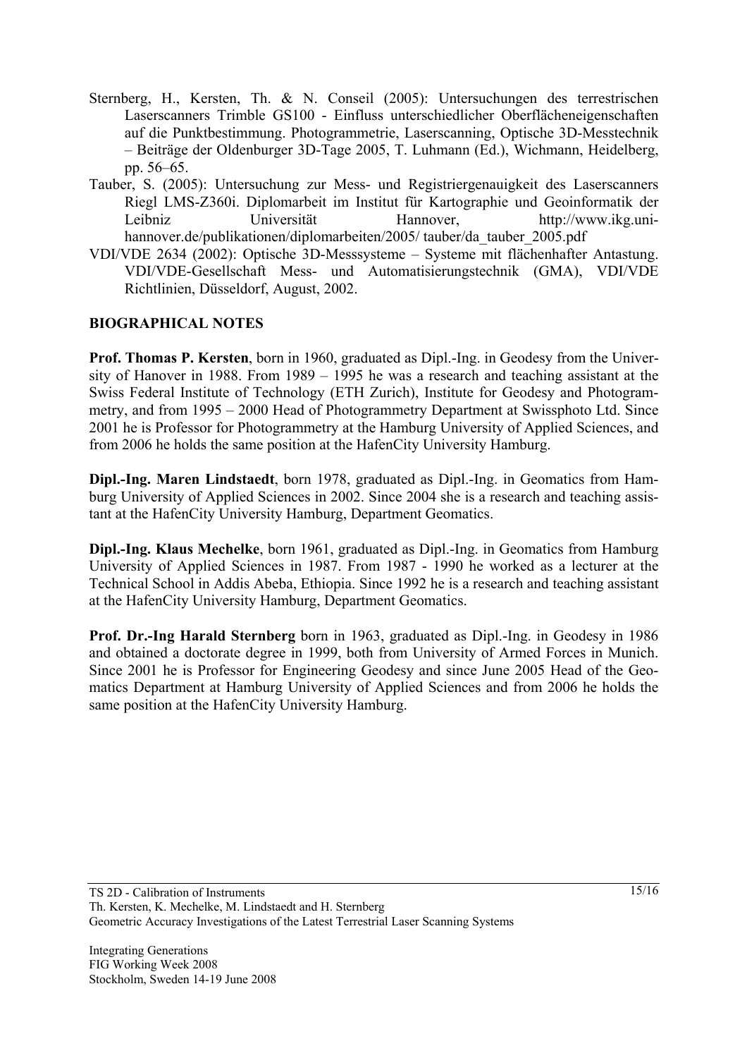Sternberg, H., Kersten, Th. & N. Conseil (2005): Untersuchungen des terrestrischen Laserscanners Trimble GS100 - Einfluss unterschiedlicher Oberflächeneigenschaften auf die Punktbestimmung. Photogrammetrie, Laserscanning, Optische 3D-Messtechnik – Beiträge der Oldenburger 3D-Tage 2005, T. Luhmann (Ed.), Wichmann, Heidelberg, pp. 56–65.

Tauber, S. (2005): Untersuchung zur Mess- und Registriergenauigkeit des Laserscanners Riegl LMS-Z360i. Diplomarbeit im Institut für Kartographie und Geoinformatik der Leibniz Universität Hannover, http://www.ikg.uni-hannover.de/publikationen/diplomarbeiten/2005/ tauber/da_tauber_2005.pdf

VDI/VDE 2634 (2002): Optische 3D-Messsysteme – Systeme mit flächenhafter Antastung. VDI/VDE-Gesellschaft Mess- und Automatisierungstechnik (GMA), VDI/VDE Richtlinien, Düsseldorf, August, 2002.

## BIOGRAPHICAL NOTES

**Prof. Thomas P. Kersten**, born in 1960, graduated as Dipl.-Ing. in Geodesy from the University of Hanover in 1988. From 1989 – 1995 he was a research and teaching assistant at the Swiss Federal Institute of Technology (ETH Zurich), Institute for Geodesy and Photogrammetry, and from 1995 – 2000 Head of Photogrammetry Department at Swissphoto Ltd. Since 2001 he is Professor for Photogrammetry at the Hamburg University of Applied Sciences, and from 2006 he holds the same position at the HafenCity University Hamburg.

**Dipl.-Ing. Maren Lindstaedt**, born 1978, graduated as Dipl.-Ing. in Geomatics from Hamburg University of Applied Sciences in 2002. Since 2004 she is a research and teaching assistant at the HafenCity University Hamburg, Department Geomatics.

**Dipl.-Ing. Klaus Mechelke**, born 1961, graduated as Dipl.-Ing. in Geomatics from Hamburg University of Applied Sciences in 1987. From 1987 - 1990 he worked as a lecturer at the Technical School in Addis Abeba, Ethiopia. Since 1992 he is a research and teaching assistant at the HafenCity University Hamburg, Department Geomatics.

**Prof. Dr.-Ing Harald Sternberg** born in 1963, graduated as Dipl.-Ing. in Geodesy in 1986 and obtained a doctorate degree in 1999, both from University of Armed Forces in Munich. Since 2001 he is Professor for Engineering Geodesy and since June 2005 Head of the Geomatics Department at Hamburg University of Applied Sciences and from 2006 he holds the same position at the HafenCity University Hamburg.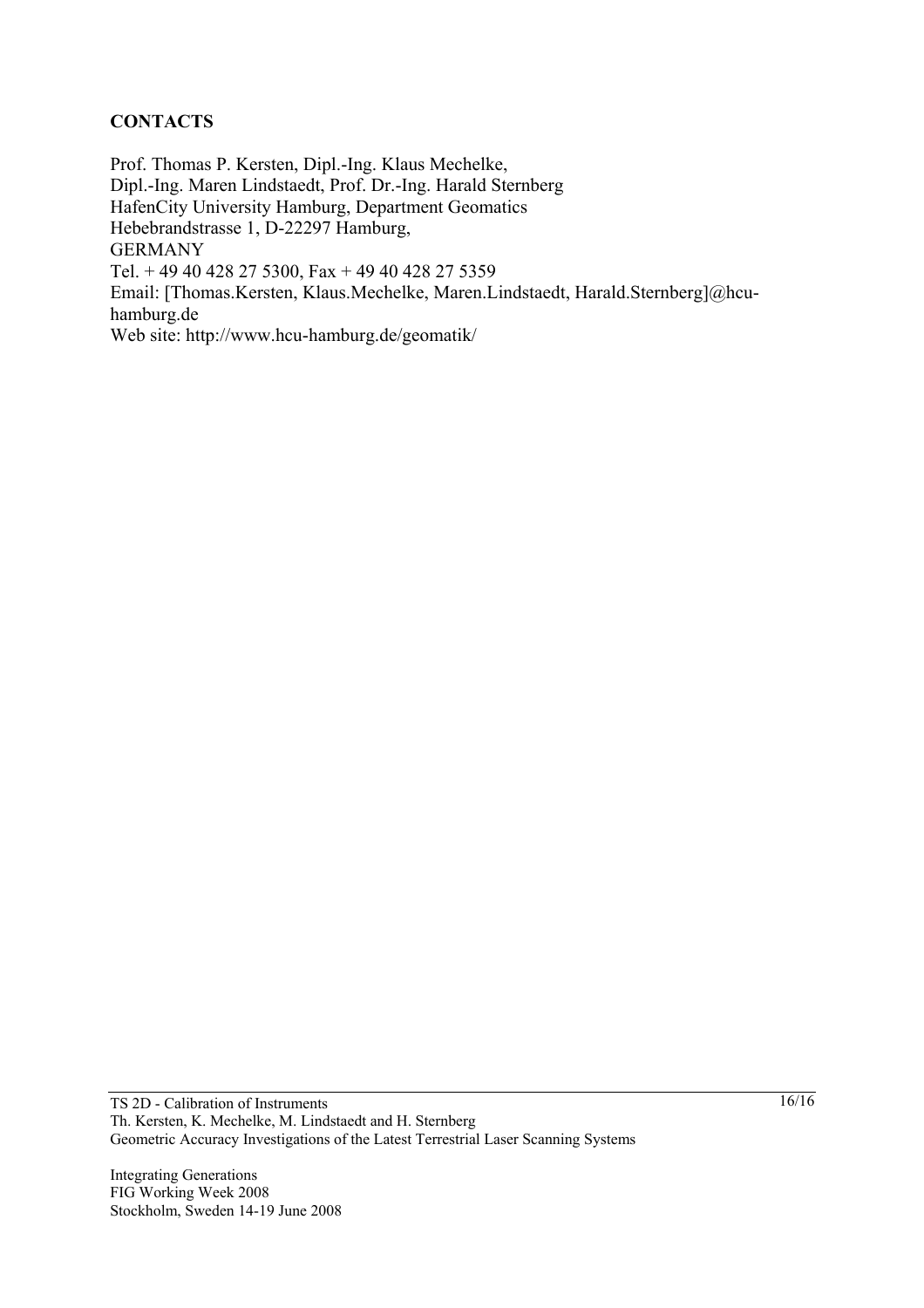## CONTACTS

Prof. Thomas P. Kersten, Dipl.-Ing. Klaus Mechelke,
Dipl.-Ing. Maren Lindstaedt, Prof. Dr.-Ing. Harald Sternberg
HafenCity University Hamburg, Department Geomatics
Hebebrandstrasse 1, D-22297 Hamburg,
GERMANY
Tel. + 49 40 428 27 5300, Fax + 49 40 428 27 5359
Email: [Thomas.Kersten, Klaus.Mechelke, Maren.Lindstaedt, Harald.Sternberg]@hcu-hamburg.de
Web site: http://www.hcu-hamburg.de/geomatik/